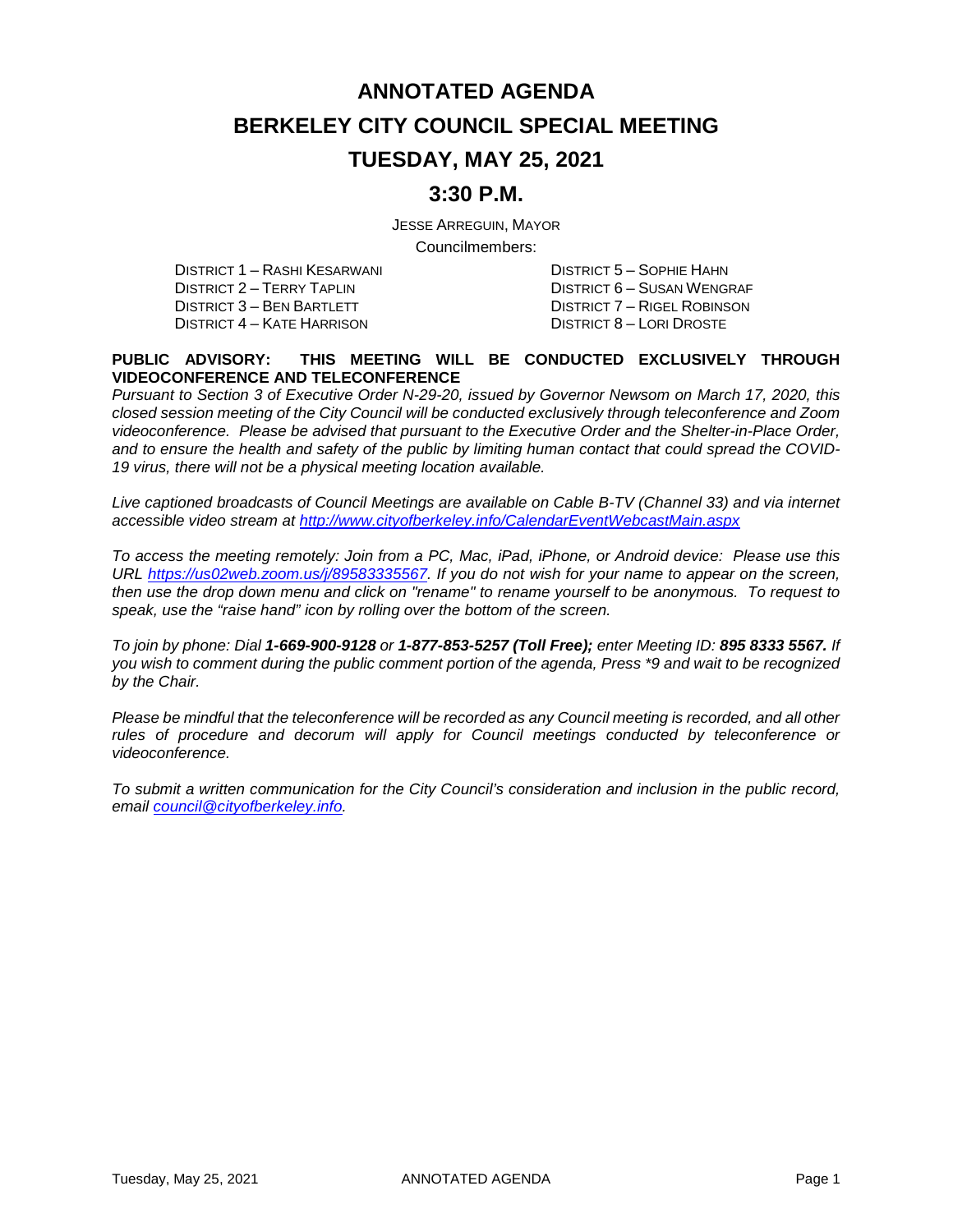# ANNOTATED AGENDA

# BERKELEY CITY COUNCIL SPECIAL MEETING

# TUESDAY, MAY 25, 2021

# 3:30 P.M.

JESSE ARREGUIN, MAYOR

Councilmembers:

DISTRICT 1 – RASHI KESARWANI
DISTRICT 2 – TERRY TAPLIN
DISTRICT 3 – BEN BARTLETT
DISTRICT 4 – KATE HARRISON
DISTRICT 5 – SOPHIE HAHN
DISTRICT 6 – SUSAN WENGRAF
DISTRICT 7 – RIGEL ROBINSON
DISTRICT 8 – LORI DROSTE

**PUBLIC ADVISORY: THIS MEETING WILL BE CONDUCTED EXCLUSIVELY THROUGH VIDEOCONFERENCE AND TELECONFERENCE**

*Pursuant to Section 3 of Executive Order N-29-20, issued by Governor Newsom on March 17, 2020, this closed session meeting of the City Council will be conducted exclusively through teleconference and Zoom videoconference. Please be advised that pursuant to the Executive Order and the Shelter-in-Place Order, and to ensure the health and safety of the public by limiting human contact that could spread the COVID-19 virus, there will not be a physical meeting location available.*

*Live captioned broadcasts of Council Meetings are available on Cable B-TV (Channel 33) and via internet accessible video stream at [http://www.cityofberkeley.info/CalendarEventWebcastMain.aspx](http://www.cityofberkeley.info/CalendarEventWebcastMain.aspx)*

*To access the meeting remotely: Join from a PC, Mac, iPad, iPhone, or Android device: Please use this URL [https://us02web.zoom.us/j/89583335567](https://us02web.zoom.us/j/89583335567). If you do not wish for your name to appear on the screen, then use the drop down menu and click on "rename" to rename yourself to be anonymous. To request to speak, use the "raise hand" icon by rolling over the bottom of the screen.*

*To join by phone: Dial **1-669-900-9128** or **1-877-853-5257 (Toll Free);** enter Meeting ID: **895 8333 5567.** If you wish to comment during the public comment portion of the agenda, Press \*9 and wait to be recognized by the Chair.*

*Please be mindful that the teleconference will be recorded as any Council meeting is recorded, and all other rules of procedure and decorum will apply for Council meetings conducted by teleconference or videoconference.*

*To submit a written communication for the City Council's consideration and inclusion in the public record, email [council@cityofberkeley.info](mailto:council@cityofberkeley.info).*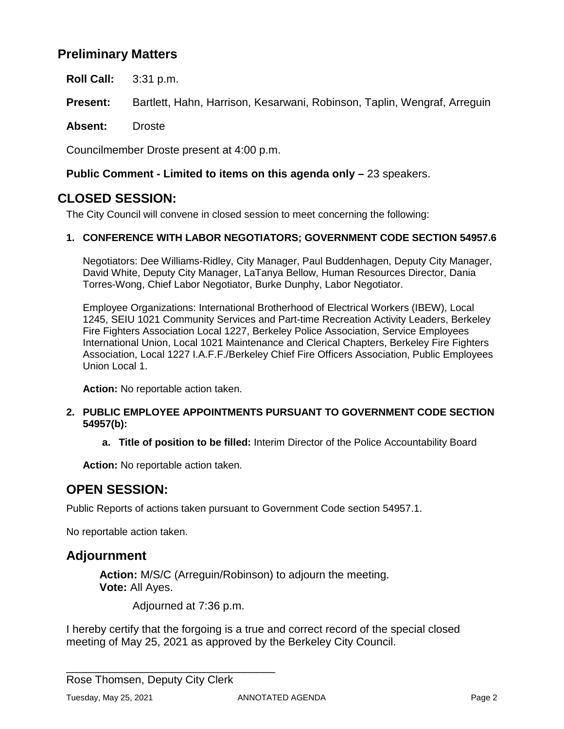## Preliminary Matters

**Roll Call:** 3:31 p.m.

**Present:** Bartlett, Hahn, Harrison, Kesarwani, Robinson, Taplin, Wengraf, Arreguin

**Absent:** Droste

Councilmember Droste present at 4:00 p.m.

**Public Comment - Limited to items on this agenda only –** 23 speakers.

## CLOSED SESSION:

The City Council will convene in closed session to meet concerning the following:

**1. CONFERENCE WITH LABOR NEGOTIATORS; GOVERNMENT CODE SECTION 54957.6**

Negotiators: Dee Williams-Ridley, City Manager, Paul Buddenhagen, Deputy City Manager, David White, Deputy City Manager, LaTanya Bellow, Human Resources Director, Dania Torres-Wong, Chief Labor Negotiator, Burke Dunphy, Labor Negotiator.

Employee Organizations: International Brotherhood of Electrical Workers (IBEW), Local 1245, SEIU 1021 Community Services and Part-time Recreation Activity Leaders, Berkeley Fire Fighters Association Local 1227, Berkeley Police Association, Service Employees International Union, Local 1021 Maintenance and Clerical Chapters, Berkeley Fire Fighters Association, Local 1227 I.A.F.F./Berkeley Chief Fire Officers Association, Public Employees Union Local 1.

**Action:** No reportable action taken.

**2. PUBLIC EMPLOYEE APPOINTMENTS PURSUANT TO GOVERNMENT CODE SECTION 54957(b):**

**a. Title of position to be filled:** Interim Director of the Police Accountability Board

**Action:** No reportable action taken.

## OPEN SESSION:

Public Reports of actions taken pursuant to Government Code section 54957.1.

No reportable action taken.

## Adjournment

**Action:** M/S/C (Arreguin/Robinson) to adjourn the meeting.
**Vote:** All Ayes.

Adjourned at 7:36 p.m.

I hereby certify that the forgoing is a true and correct record of the special closed meeting of May 25, 2021 as approved by the Berkeley City Council.

\_\_\_\_\_\_\_\_\_\_\_\_\_\_\_\_\_\_\_\_\_\_\_\_\_\_\_\_\_\_\_\_\_\_

Rose Thomsen, Deputy City Clerk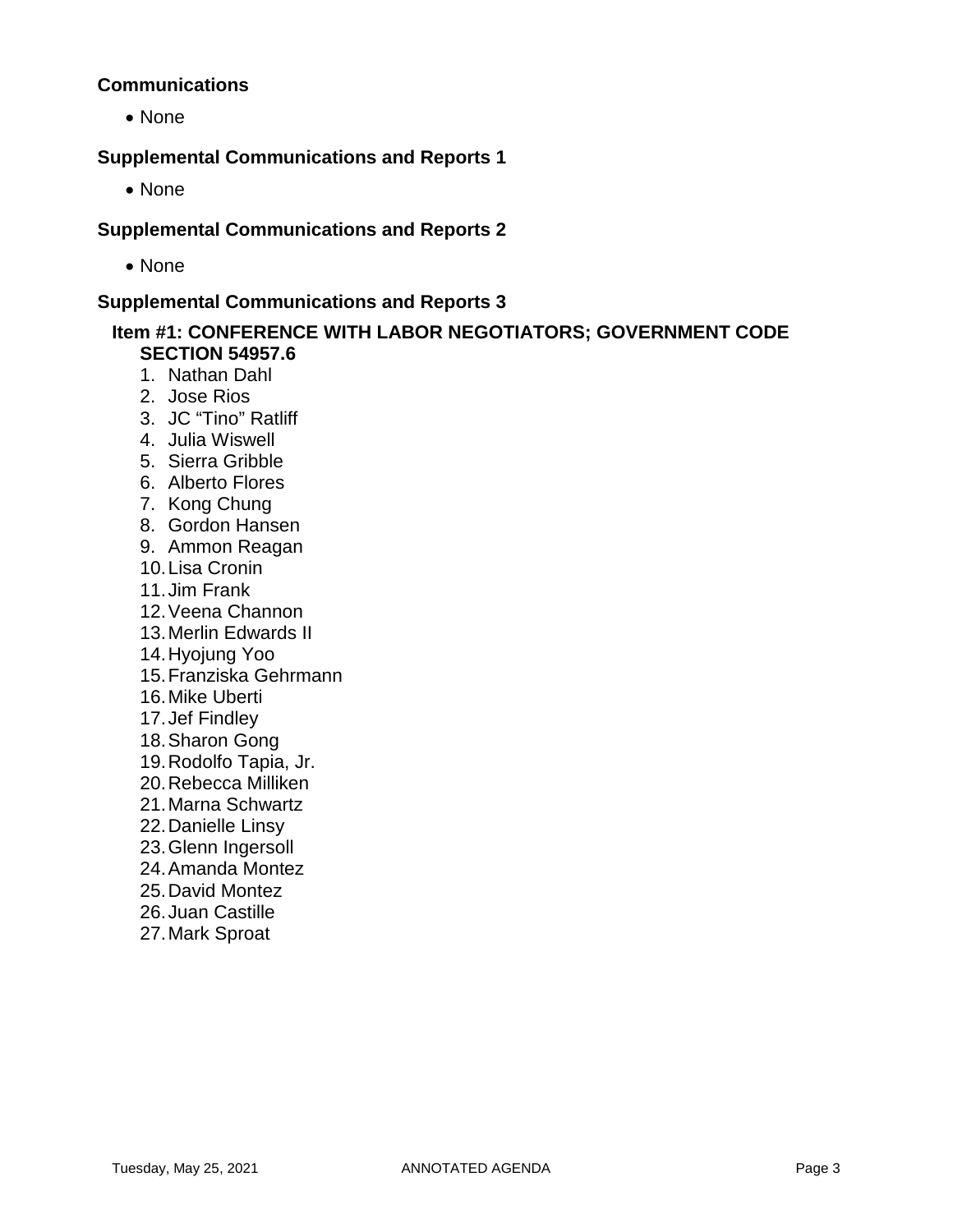### Communications

- None

### Supplemental Communications and Reports 1

- None

### Supplemental Communications and Reports 2

- None

### Supplemental Communications and Reports 3

**Item #1: CONFERENCE WITH LABOR NEGOTIATORS; GOVERNMENT CODE SECTION 54957.6**

1. Nathan Dahl
2. Jose Rios
3. JC "Tino" Ratliff
4. Julia Wiswell
5. Sierra Gribble
6. Alberto Flores
7. Kong Chung
8. Gordon Hansen
9. Ammon Reagan
10. Lisa Cronin
11. Jim Frank
12. Veena Channon
13. Merlin Edwards II
14. Hyojung Yoo
15. Franziska Gehrmann
16. Mike Uberti
17. Jef Findley
18. Sharon Gong
19. Rodolfo Tapia, Jr.
20. Rebecca Milliken
21. Marna Schwartz
22. Danielle Linsy
23. Glenn Ingersoll
24. Amanda Montez
25. David Montez
26. Juan Castille
27. Mark Sproat